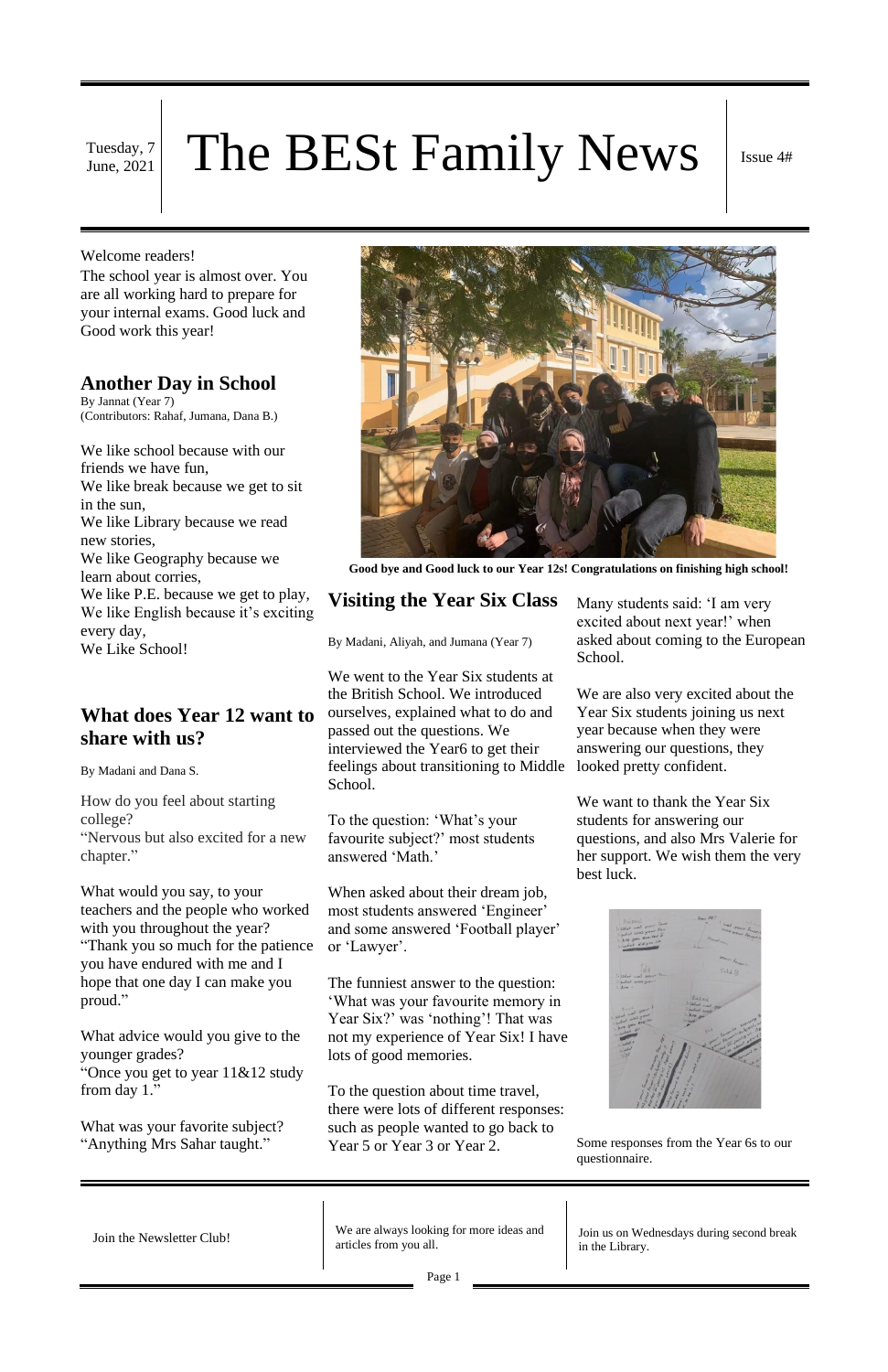Tuesday, 7 June, 2021

# The BESt Family News

Issue 4#

Welcome readers!

The school year is almost over. You are all working hard to prepare for your internal exams. Good luck and Good work this year!

## Another Day in School

By Jannat (Year 7)
(Contributors: Rahaf, Jumana, Dana B.)

We like school because with our friends we have fun,
We like break because we get to sit in the sun,
We like Library because we read new stories,
We like Geography because we learn about corries,
We like P.E. because we get to play,
We like English because it's exciting every day,
We Like School!

## What does Year 12 want to share with us?

By Madani and Dana S.

How do you feel about starting college?
"Nervous but also excited for a new chapter."

What would you say, to your teachers and the people who worked with you throughout the year?
"Thank you so much for the patience you have endured with me and I hope that one day I can make you proud."

What advice would you give to the younger grades?
"Once you get to year 11&12 study from day 1."

What was your favorite subject?
"Anything Mrs Sahar taught."

**Good bye and Good luck to our Year 12s! Congratulations on finishing high school!**

## Visiting the Year Six Class

By Madani, Aliyah, and Jumana (Year 7)

We went to the Year Six students at the British School. We introduced ourselves, explained what to do and passed out the questions. We interviewed the Year6 to get their feelings about transitioning to Middle School.

To the question: 'What's your favourite subject?' most students answered 'Math.'

When asked about their dream job, most students answered 'Engineer' and some answered 'Football player' or 'Lawyer'.

The funniest answer to the question: 'What was your favourite memory in Year Six?' was 'nothing'! That was not my experience of Year Six! I have lots of good memories.

To the question about time travel, there were lots of different responses: such as people wanted to go back to Year 5 or Year 3 or Year 2.

Many students said: 'I am very excited about next year!' when asked about coming to the European School.

We are also very excited about the Year Six students joining us next year because when they were answering our questions, they looked pretty confident.

We want to thank the Year Six students for answering our questions, and also Mrs Valerie for her support. We wish them the very best luck.

Some responses from the Year 6s to our questionnaire.

Join the Newsletter Club!

We are always looking for more ideas and articles from you all.

Join us on Wednesdays during second break in the Library.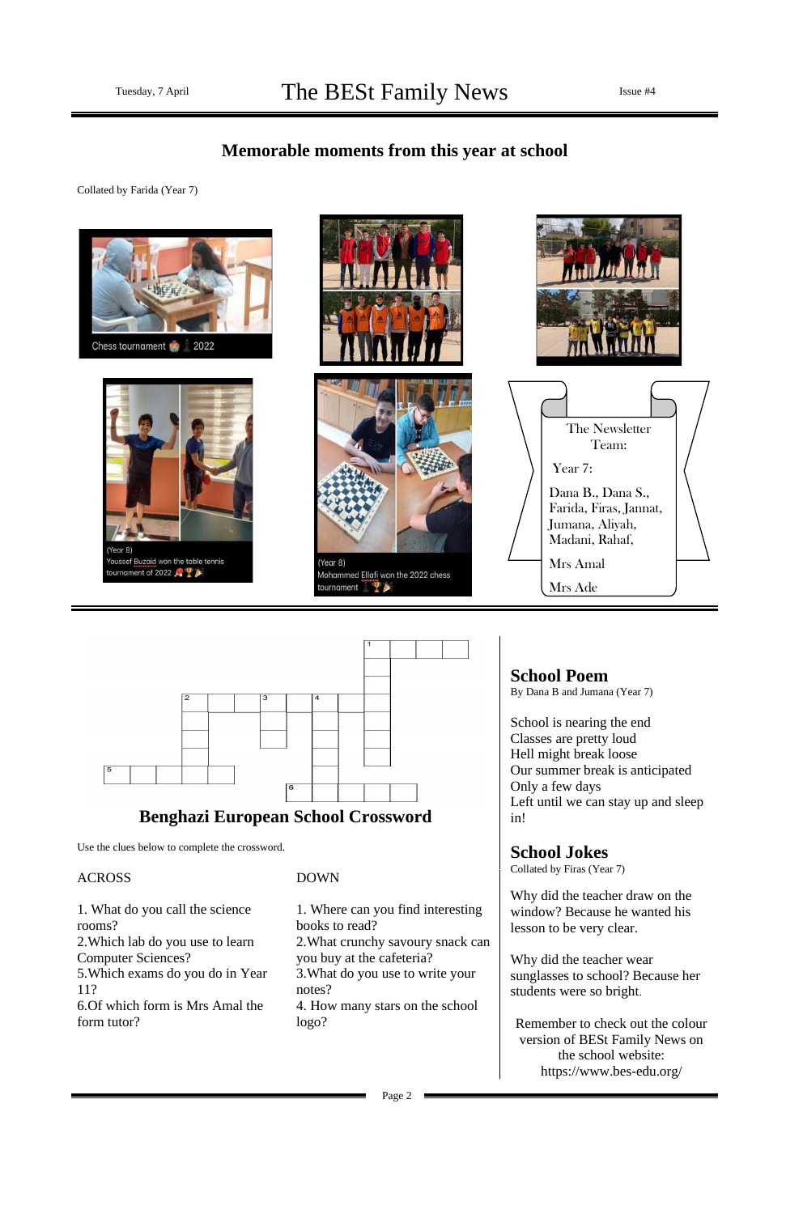# Memorable moments from this year at school

Collated by Farida (Year 7)

Chess tournament 2022

(Year 8)
Youssef Buzaid won the table tennis tournament of 2022

(Year 8)
Mohammed Ellafi won the 2022 chess tournament

The Newsletter Team:

Year 7:

Dana B., Dana S., Farida, Firas, Jannat, Jumana, Aliyah, Madani, Rahaf,

Mrs Amal

Mrs Ade

## Benghazi European School Crossword

Use the clues below to complete the crossword.

**ACROSS**

1. What do you call the science rooms?
2. Which lab do you use to learn Computer Sciences?
5. Which exams do you do in Year 11?
6. Of which form is Mrs Amal the form tutor?

**DOWN**

1. Where can you find interesting books to read?
2. What crunchy savoury snack can you buy at the cafeteria?
3. What do you use to write your notes?
4. How many stars on the school logo?

## School Poem

By Dana B and Jumana (Year 7)

School is nearing the end
Classes are pretty loud
Hell might break loose
Our summer break is anticipated
Only a few days
Left until we can stay up and sleep in!

## School Jokes

Collated by Firas (Year 7)

Why did the teacher draw on the window? Because he wanted his lesson to be very clear.

Why did the teacher wear sunglasses to school? Because her students were so bright.

Remember to check out the colour version of BESt Family News on the school website: https://www.bes-edu.org/